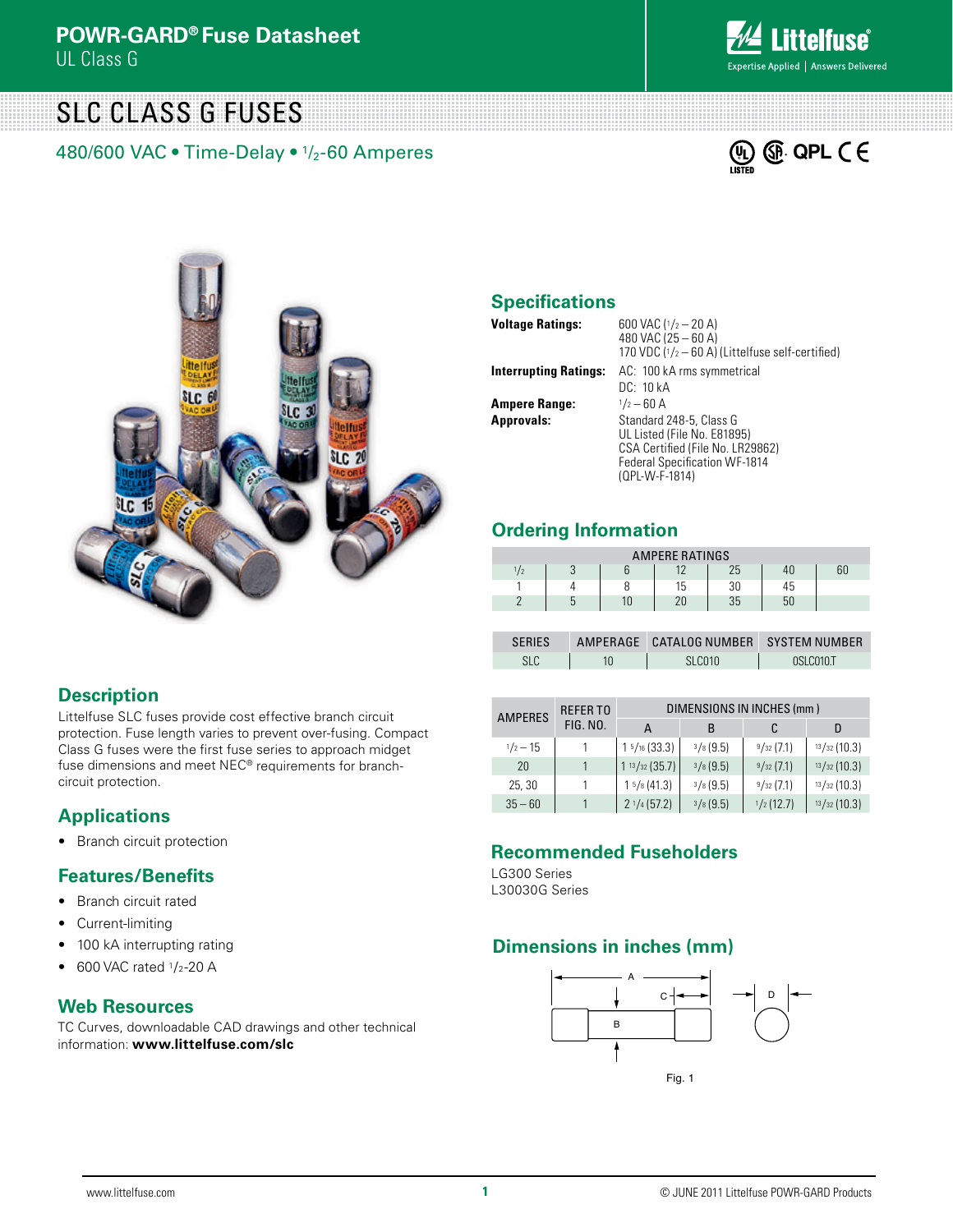# POWR-GARD® Fuse Datasheet

UL Class G

# SLC CLASS G FUSES

## 480/600 VAC • Time-Delay • 1/2-60 Amperes

## Specifications

**Voltage Ratings:** 600 VAC (1/2 – 20 A)
480 VAC (25 – 60 A)
170 VDC (1/2 – 60 A) (Littelfuse self-certified)

**Interrupting Ratings:** AC: 100 kA rms symmetrical
DC: 10 kA

**Ampere Range:** 1/2 – 60 A

**Approvals:** Standard 248-5, Class G
UL Listed (File No. E81895)
CSA Certified (File No. LR29862)
Federal Specification WF-1814
(QPL-W-F-1814)

## Ordering Information

| AMPERE RATINGS | | | | | | |
|---|---|---|---|---|---|---|
| 1/2 | 3 | 6 | 12 | 25 | 40 | 60 |
| 1 | 4 | 8 | 15 | 30 | 45 | |
| 2 | 5 | 10 | 20 | 35 | 50 | |

| SERIES | AMPERAGE | CATALOG NUMBER | SYSTEM NUMBER |
|---|---|---|---|
| SLC | 10 | SLC010 | 0SLC010.T |

| AMPERES | REFER TO FIG. NO. | DIMENSIONS IN INCHES (mm) | | | |
|---|---|---|---|---|---|
| | | A | B | C | D |
| 1/2 – 15 | 1 | 1 5/16 (33.3) | 3/8 (9.5) | 9/32 (7.1) | 13/32 (10.3) |
| 20 | 1 | 1 13/32 (35.7) | 3/8 (9.5) | 9/32 (7.1) | 13/32 (10.3) |
| 25, 30 | 1 | 1 5/8 (41.3) | 3/8 (9.5) | 9/32 (7.1) | 13/32 (10.3) |
| 35 – 60 | 1 | 2 1/4 (57.2) | 3/8 (9.5) | 1/2 (12.7) | 13/32 (10.3) |

## Description

Littelfuse SLC fuses provide cost effective branch circuit protection. Fuse length varies to prevent over-fusing. Compact Class G fuses were the first fuse series to approach midget fuse dimensions and meet NEC® requirements for branch-circuit protection.

## Applications

- Branch circuit protection

## Features/Benefits

- Branch circuit rated
- Current-limiting
- 100 kA interrupting rating
- 600 VAC rated 1/2-20 A

## Web Resources

TC Curves, downloadable CAD drawings and other technical information: **www.littelfuse.com/slc**

## Recommended Fuseholders

LG300 Series
L30030G Series

## Dimensions in inches (mm)

Fig. 1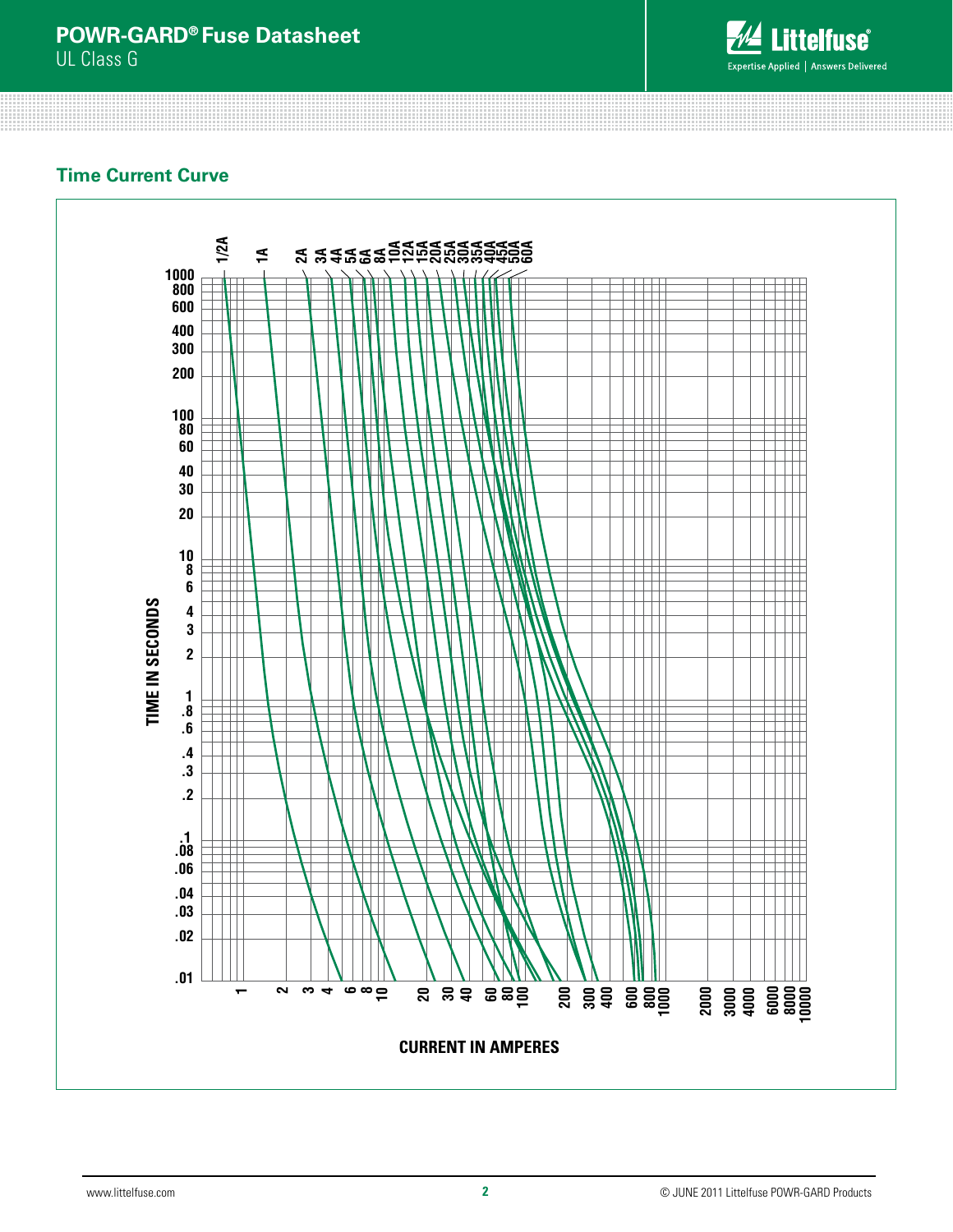# POWR-GARD® Fuse Datasheet

UL Class G

## Time Current Curve

1/2A
1A
2A
3A
4A
5A
6A
8A
10A
12A
15A
20A
25A
30A
35A
40A
45A
50A
60A

TIME IN SECONDS

1000
800
600
400
300
200
100
80
60
40
30
20
10
8
6
4
3
2
1
.8
.6
.4
.3
.2
.1
.08
.06
.04
.03
.02
.01

1
2
3
4
6
8
10
20
30
40
60
80
100
200
300
400
600
800
1000
2000
3000
4000
6000
8000
10000

CURRENT IN AMPERES